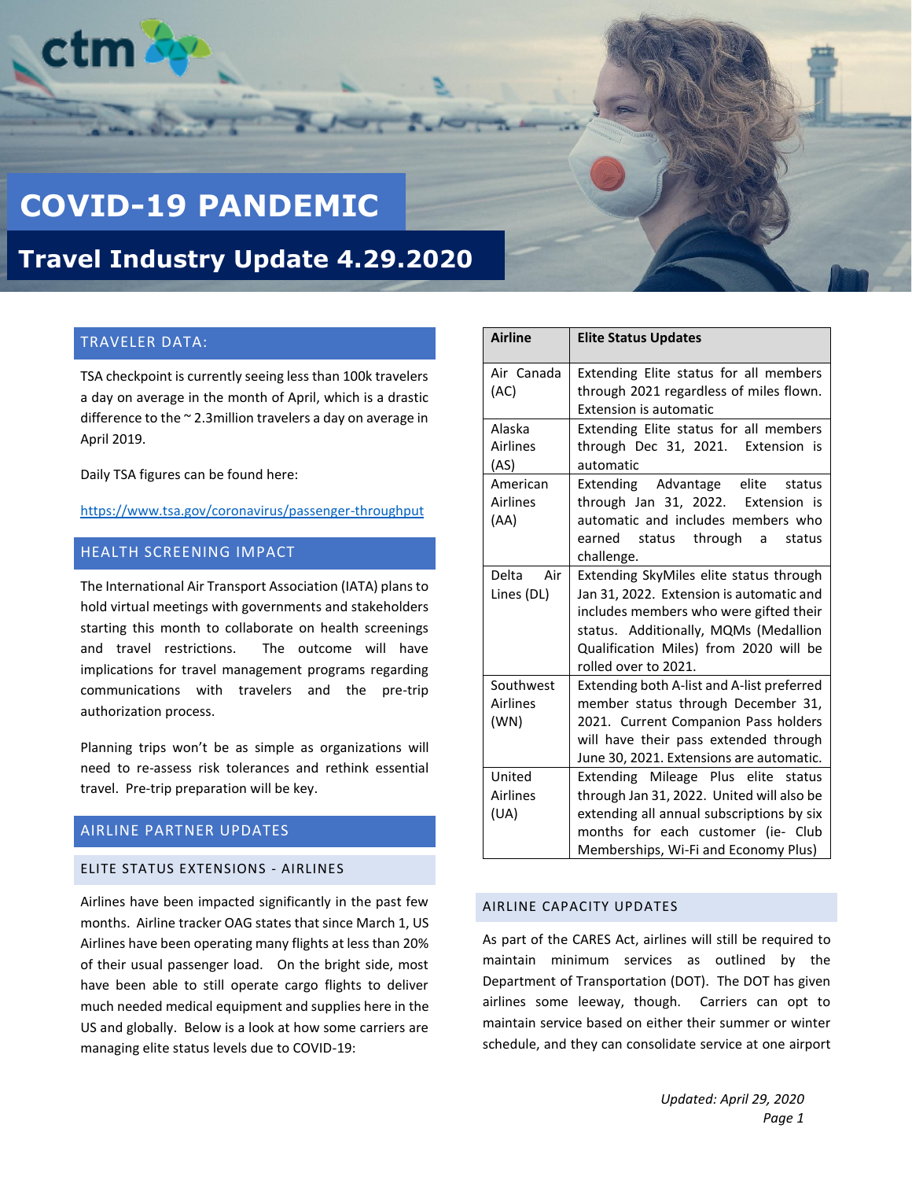# COVID-19 PANDEMIC

## Travel Industry Update 4.29.2020

### TRAVELER DATA:

TSA checkpoint is currently seeing less than 100k travelers a day on average in the month of April, which is a drastic difference to the ~ 2.3million travelers a day on average in April 2019.

Daily TSA figures can be found here:

https://www.tsa.gov/coronavirus/passenger-throughput

### HEALTH SCREENING IMPACT

The International Air Transport Association (IATA) plans to hold virtual meetings with governments and stakeholders starting this month to collaborate on health screenings and travel restrictions. The outcome will have implications for travel management programs regarding communications with travelers and the pre-trip authorization process.

Planning trips won't be as simple as organizations will need to re-assess risk tolerances and rethink essential travel. Pre-trip preparation will be key.

### AIRLINE PARTNER UPDATES

#### ELITE STATUS EXTENSIONS - AIRLINES

Airlines have been impacted significantly in the past few months. Airline tracker OAG states that since March 1, US Airlines have been operating many flights at less than 20% of their usual passenger load. On the bright side, most have been able to still operate cargo flights to deliver much needed medical equipment and supplies here in the US and globally. Below is a look at how some carriers are managing elite status levels due to COVID-19:

| Airline | Elite Status Updates |
|---|---|
| Air Canada (AC) | Extending Elite status for all members through 2021 regardless of miles flown. Extension is automatic |
| Alaska Airlines (AS) | Extending Elite status for all members through Dec 31, 2021. Extension is automatic |
| American Airlines (AA) | Extending Advantage elite status through Jan 31, 2022. Extension is automatic and includes members who earned status through a status challenge. |
| Delta Air Lines (DL) | Extending SkyMiles elite status through Jan 31, 2022. Extension is automatic and includes members who were gifted their status. Additionally, MQMs (Medallion Qualification Miles) from 2020 will be rolled over to 2021. |
| Southwest Airlines (WN) | Extending both A-list and A-list preferred member status through December 31, 2021. Current Companion Pass holders will have their pass extended through June 30, 2021. Extensions are automatic. |
| United Airlines (UA) | Extending Mileage Plus elite status through Jan 31, 2022. United will also be extending all annual subscriptions by six months for each customer (ie- Club Memberships, Wi-Fi and Economy Plus) |

#### AIRLINE CAPACITY UPDATES

As part of the CARES Act, airlines will still be required to maintain minimum services as outlined by the Department of Transportation (DOT). The DOT has given airlines some leeway, though. Carriers can opt to maintain service based on either their summer or winter schedule, and they can consolidate service at one airport

*Updated: April 29, 2020*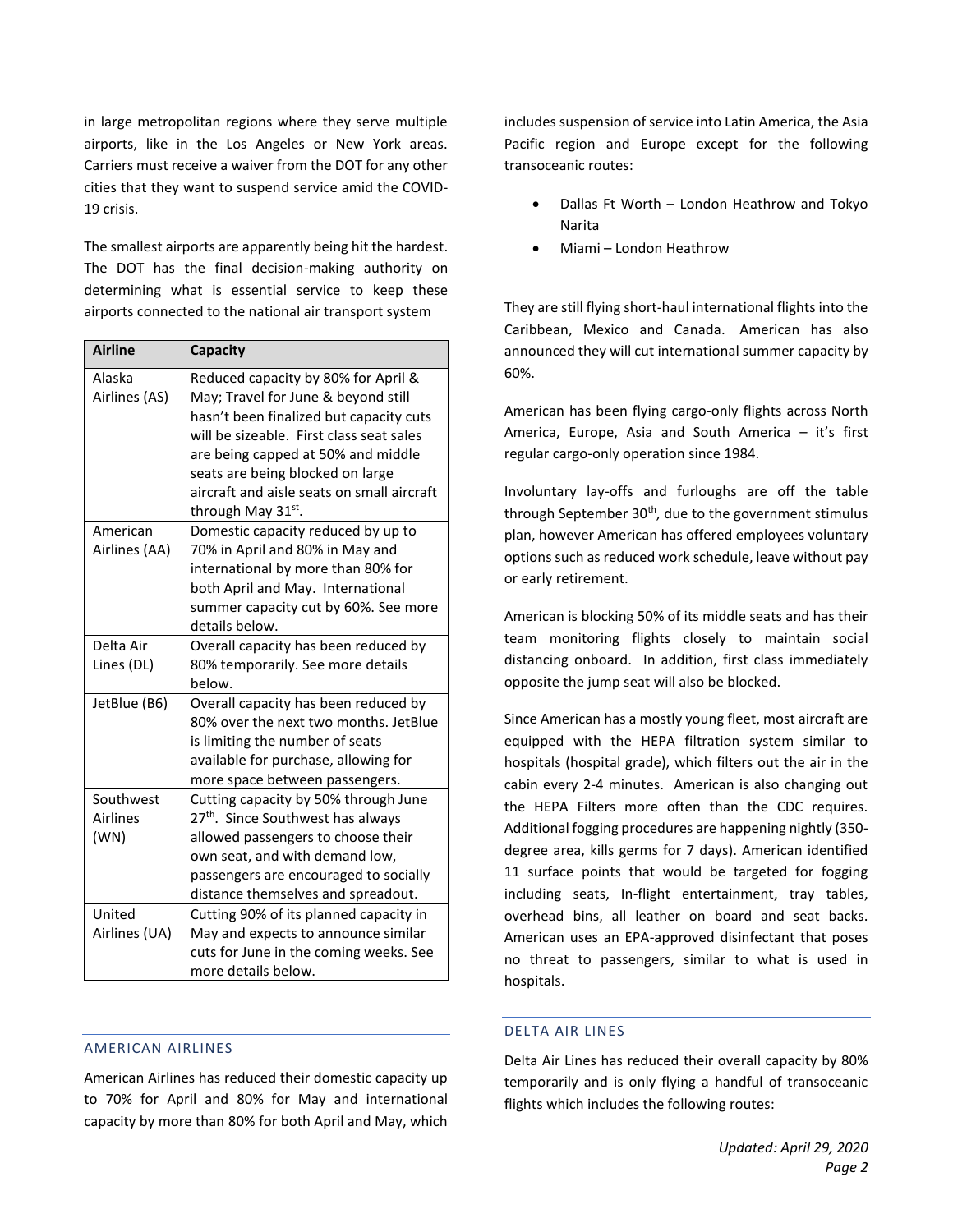in large metropolitan regions where they serve multiple airports, like in the Los Angeles or New York areas. Carriers must receive a waiver from the DOT for any other cities that they want to suspend service amid the COVID-19 crisis.

The smallest airports are apparently being hit the hardest. The DOT has the final decision-making authority on determining what is essential service to keep these airports connected to the national air transport system

| Airline | Capacity |
|---|---|
| Alaska Airlines (AS) | Reduced capacity by 80% for April & May; Travel for June & beyond still hasn't been finalized but capacity cuts will be sizeable. First class seat sales are being capped at 50% and middle seats are being blocked on large aircraft and aisle seats on small aircraft through May 31st. |
| American Airlines (AA) | Domestic capacity reduced by up to 70% in April and 80% in May and international by more than 80% for both April and May. International summer capacity cut by 60%. See more details below. |
| Delta Air Lines (DL) | Overall capacity has been reduced by 80% temporarily. See more details below. |
| JetBlue (B6) | Overall capacity has been reduced by 80% over the next two months. JetBlue is limiting the number of seats available for purchase, allowing for more space between passengers. |
| Southwest Airlines (WN) | Cutting capacity by 50% through June 27th. Since Southwest has always allowed passengers to choose their own seat, and with demand low, passengers are encouraged to socially distance themselves and spreadout. |
| United Airlines (UA) | Cutting 90% of its planned capacity in May and expects to announce similar cuts for June in the coming weeks. See more details below. |

## AMERICAN AIRLINES

American Airlines has reduced their domestic capacity up to 70% for April and 80% for May and international capacity by more than 80% for both April and May, which includes suspension of service into Latin America, the Asia Pacific region and Europe except for the following transoceanic routes:

- Dallas Ft Worth – London Heathrow and Tokyo Narita
- Miami – London Heathrow

They are still flying short-haul international flights into the Caribbean, Mexico and Canada. American has also announced they will cut international summer capacity by 60%.

American has been flying cargo-only flights across North America, Europe, Asia and South America – it's first regular cargo-only operation since 1984.

Involuntary lay-offs and furloughs are off the table through September 30th, due to the government stimulus plan, however American has offered employees voluntary options such as reduced work schedule, leave without pay or early retirement.

American is blocking 50% of its middle seats and has their team monitoring flights closely to maintain social distancing onboard. In addition, first class immediately opposite the jump seat will also be blocked.

Since American has a mostly young fleet, most aircraft are equipped with the HEPA filtration system similar to hospitals (hospital grade), which filters out the air in the cabin every 2-4 minutes. American is also changing out the HEPA Filters more often than the CDC requires. Additional fogging procedures are happening nightly (350-degree area, kills germs for 7 days). American identified 11 surface points that would be targeted for fogging including seats, In-flight entertainment, tray tables, overhead bins, all leather on board and seat backs. American uses an EPA-approved disinfectant that poses no threat to passengers, similar to what is used in hospitals.

## DELTA AIR LINES

Delta Air Lines has reduced their overall capacity by 80% temporarily and is only flying a handful of transoceanic flights which includes the following routes: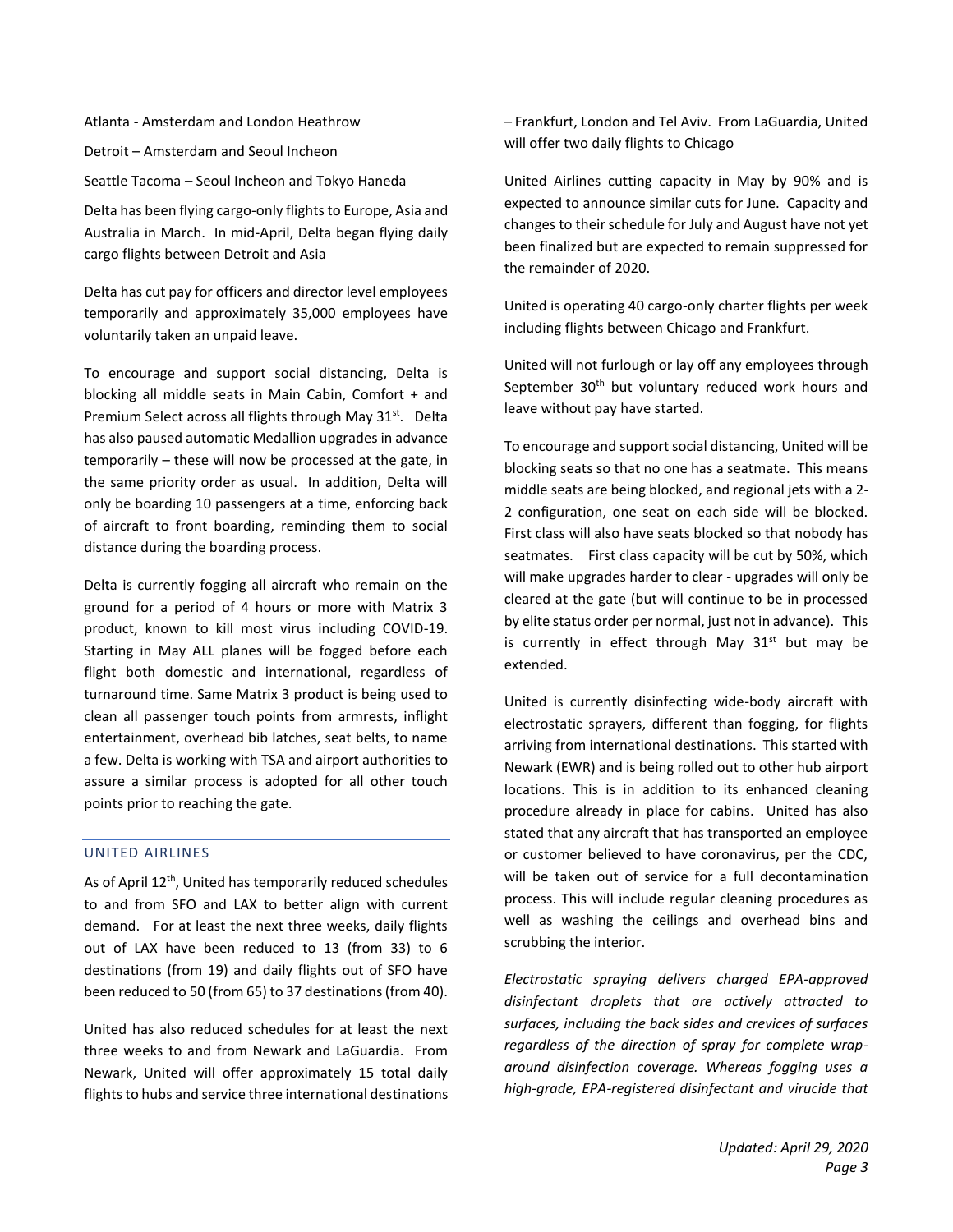Atlanta - Amsterdam and London Heathrow

Detroit – Amsterdam and Seoul Incheon

Seattle Tacoma – Seoul Incheon and Tokyo Haneda

Delta has been flying cargo-only flights to Europe, Asia and Australia in March. In mid-April, Delta began flying daily cargo flights between Detroit and Asia

Delta has cut pay for officers and director level employees temporarily and approximately 35,000 employees have voluntarily taken an unpaid leave.

To encourage and support social distancing, Delta is blocking all middle seats in Main Cabin, Comfort + and Premium Select across all flights through May 31st. Delta has also paused automatic Medallion upgrades in advance temporarily – these will now be processed at the gate, in the same priority order as usual. In addition, Delta will only be boarding 10 passengers at a time, enforcing back of aircraft to front boarding, reminding them to social distance during the boarding process.

Delta is currently fogging all aircraft who remain on the ground for a period of 4 hours or more with Matrix 3 product, known to kill most virus including COVID-19. Starting in May ALL planes will be fogged before each flight both domestic and international, regardless of turnaround time. Same Matrix 3 product is being used to clean all passenger touch points from armrests, inflight entertainment, overhead bib latches, seat belts, to name a few. Delta is working with TSA and airport authorities to assure a similar process is adopted for all other touch points prior to reaching the gate.

## UNITED AIRLINES

As of April 12th, United has temporarily reduced schedules to and from SFO and LAX to better align with current demand. For at least the next three weeks, daily flights out of LAX have been reduced to 13 (from 33) to 6 destinations (from 19) and daily flights out of SFO have been reduced to 50 (from 65) to 37 destinations (from 40).

United has also reduced schedules for at least the next three weeks to and from Newark and LaGuardia. From Newark, United will offer approximately 15 total daily flights to hubs and service three international destinations – Frankfurt, London and Tel Aviv. From LaGuardia, United will offer two daily flights to Chicago

United Airlines cutting capacity in May by 90% and is expected to announce similar cuts for June. Capacity and changes to their schedule for July and August have not yet been finalized but are expected to remain suppressed for the remainder of 2020.

United is operating 40 cargo-only charter flights per week including flights between Chicago and Frankfurt.

United will not furlough or lay off any employees through September 30th but voluntary reduced work hours and leave without pay have started.

To encourage and support social distancing, United will be blocking seats so that no one has a seatmate. This means middle seats are being blocked, and regional jets with a 2-2 configuration, one seat on each side will be blocked. First class will also have seats blocked so that nobody has seatmates. First class capacity will be cut by 50%, which will make upgrades harder to clear - upgrades will only be cleared at the gate (but will continue to be in processed by elite status order per normal, just not in advance). This is currently in effect through May 31st but may be extended.

United is currently disinfecting wide-body aircraft with electrostatic sprayers, different than fogging, for flights arriving from international destinations. This started with Newark (EWR) and is being rolled out to other hub airport locations. This is in addition to its enhanced cleaning procedure already in place for cabins. United has also stated that any aircraft that has transported an employee or customer believed to have coronavirus, per the CDC, will be taken out of service for a full decontamination process. This will include regular cleaning procedures as well as washing the ceilings and overhead bins and scrubbing the interior.

*Electrostatic spraying delivers charged EPA-approved disinfectant droplets that are actively attracted to surfaces, including the back sides and crevices of surfaces regardless of the direction of spray for complete wrap-around disinfection coverage. Whereas fogging uses a high-grade, EPA-registered disinfectant and virucide that*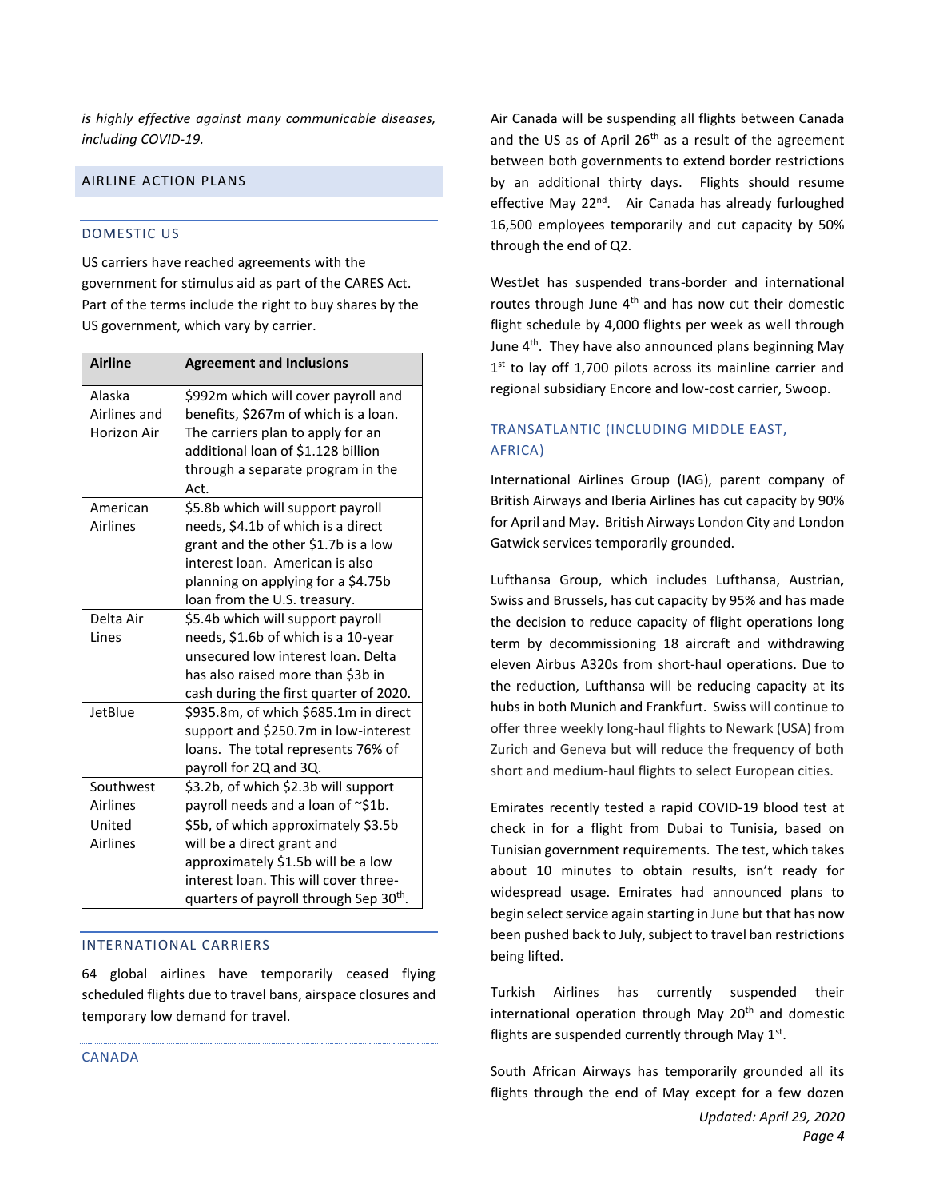*is highly effective against many communicable diseases, including COVID-19.*

## AIRLINE ACTION PLANS

### DOMESTIC US

US carriers have reached agreements with the government for stimulus aid as part of the CARES Act. Part of the terms include the right to buy shares by the US government, which vary by carrier.

| Airline | Agreement and Inclusions |
|---|---|
| Alaska Airlines and Horizon Air | $992m which will cover payroll and benefits, $267m of which is a loan. The carriers plan to apply for an additional loan of $1.128 billion through a separate program in the Act. |
| American Airlines | $5.8b which will support payroll needs, $4.1b of which is a direct grant and the other $1.7b is a low interest loan. American is also planning on applying for a $4.75b loan from the U.S. treasury. |
| Delta Air Lines | $5.4b which will support payroll needs, $1.6b of which is a 10-year unsecured low interest loan. Delta has also raised more than $3b in cash during the first quarter of 2020. |
| JetBlue | $935.8m, of which $685.1m in direct support and $250.7m in low-interest loans. The total represents 76% of payroll for 2Q and 3Q. |
| Southwest Airlines | $3.2b, of which $2.3b will support payroll needs and a loan of ~$1b. |
| United Airlines | $5b, of which approximately $3.5b will be a direct grant and approximately $1.5b will be a low interest loan. This will cover three-quarters of payroll through Sep 30th. |

### INTERNATIONAL CARRIERS

64 global airlines have temporarily ceased flying scheduled flights due to travel bans, airspace closures and temporary low demand for travel.

### CANADA

Air Canada will be suspending all flights between Canada and the US as of April 26th as a result of the agreement between both governments to extend border restrictions by an additional thirty days. Flights should resume effective May 22nd. Air Canada has already furloughed 16,500 employees temporarily and cut capacity by 50% through the end of Q2.

WestJet has suspended trans-border and international routes through June 4th and has now cut their domestic flight schedule by 4,000 flights per week as well through June 4th. They have also announced plans beginning May 1st to lay off 1,700 pilots across its mainline carrier and regional subsidiary Encore and low-cost carrier, Swoop.

### TRANSATLANTIC (INCLUDING MIDDLE EAST, AFRICA)

International Airlines Group (IAG), parent company of British Airways and Iberia Airlines has cut capacity by 90% for April and May. British Airways London City and London Gatwick services temporarily grounded.

Lufthansa Group, which includes Lufthansa, Austrian, Swiss and Brussels, has cut capacity by 95% and has made the decision to reduce capacity of flight operations long term by decommissioning 18 aircraft and withdrawing eleven Airbus A320s from short-haul operations. Due to the reduction, Lufthansa will be reducing capacity at its hubs in both Munich and Frankfurt. Swiss will continue to offer three weekly long-haul flights to Newark (USA) from Zurich and Geneva but will reduce the frequency of both short and medium-haul flights to select European cities.

Emirates recently tested a rapid COVID-19 blood test at check in for a flight from Dubai to Tunisia, based on Tunisian government requirements. The test, which takes about 10 minutes to obtain results, isn't ready for widespread usage. Emirates had announced plans to begin select service again starting in June but that has now been pushed back to July, subject to travel ban restrictions being lifted.

Turkish Airlines has currently suspended their international operation through May 20th and domestic flights are suspended currently through May 1st.

South African Airways has temporarily grounded all its flights through the end of May except for a few dozen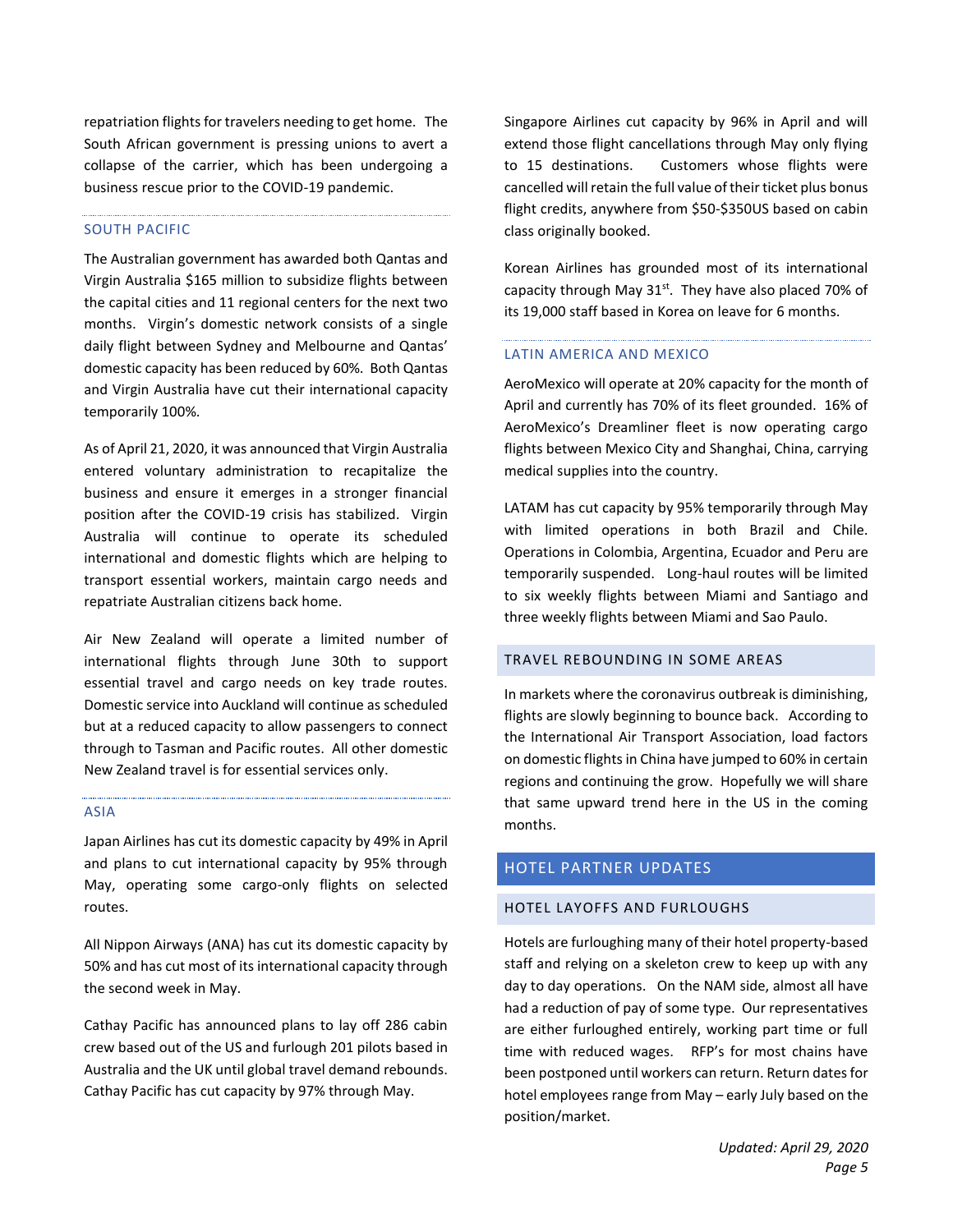repatriation flights for travelers needing to get home. The South African government is pressing unions to avert a collapse of the carrier, which has been undergoing a business rescue prior to the COVID-19 pandemic.

### SOUTH PACIFIC

The Australian government has awarded both Qantas and Virgin Australia $165 million to subsidize flights between the capital cities and 11 regional centers for the next two months. Virgin's domestic network consists of a single daily flight between Sydney and Melbourne and Qantas' domestic capacity has been reduced by 60%. Both Qantas and Virgin Australia have cut their international capacity temporarily 100%.

As of April 21, 2020, it was announced that Virgin Australia entered voluntary administration to recapitalize the business and ensure it emerges in a stronger financial position after the COVID-19 crisis has stabilized. Virgin Australia will continue to operate its scheduled international and domestic flights which are helping to transport essential workers, maintain cargo needs and repatriate Australian citizens back home.

Air New Zealand will operate a limited number of international flights through June 30th to support essential travel and cargo needs on key trade routes. Domestic service into Auckland will continue as scheduled but at a reduced capacity to allow passengers to connect through to Tasman and Pacific routes. All other domestic New Zealand travel is for essential services only.

### ASIA

Japan Airlines has cut its domestic capacity by 49% in April and plans to cut international capacity by 95% through May, operating some cargo-only flights on selected routes.

All Nippon Airways (ANA) has cut its domestic capacity by 50% and has cut most of its international capacity through the second week in May.

Cathay Pacific has announced plans to lay off 286 cabin crew based out of the US and furlough 201 pilots based in Australia and the UK until global travel demand rebounds. Cathay Pacific has cut capacity by 97% through May.

Singapore Airlines cut capacity by 96% in April and will extend those flight cancellations through May only flying to 15 destinations. Customers whose flights were cancelled will retain the full value of their ticket plus bonus flight credits, anywhere from $50-$350US based on cabin class originally booked.

Korean Airlines has grounded most of its international capacity through May 31st. They have also placed 70% of its 19,000 staff based in Korea on leave for 6 months.

### LATIN AMERICA AND MEXICO

AeroMexico will operate at 20% capacity for the month of April and currently has 70% of its fleet grounded. 16% of AeroMexico's Dreamliner fleet is now operating cargo flights between Mexico City and Shanghai, China, carrying medical supplies into the country.

LATAM has cut capacity by 95% temporarily through May with limited operations in both Brazil and Chile. Operations in Colombia, Argentina, Ecuador and Peru are temporarily suspended. Long-haul routes will be limited to six weekly flights between Miami and Santiago and three weekly flights between Miami and Sao Paulo.

### TRAVEL REBOUNDING IN SOME AREAS

In markets where the coronavirus outbreak is diminishing, flights are slowly beginning to bounce back. According to the International Air Transport Association, load factors on domestic flights in China have jumped to 60% in certain regions and continuing the grow. Hopefully we will share that same upward trend here in the US in the coming months.

## HOTEL PARTNER UPDATES

### HOTEL LAYOFFS AND FURLOUGHS

Hotels are furloughing many of their hotel property-based staff and relying on a skeleton crew to keep up with any day to day operations. On the NAM side, almost all have had a reduction of pay of some type. Our representatives are either furloughed entirely, working part time or full time with reduced wages. RFP's for most chains have been postponed until workers can return. Return dates for hotel employees range from May – early July based on the position/market.

*Updated: April 29, 2020*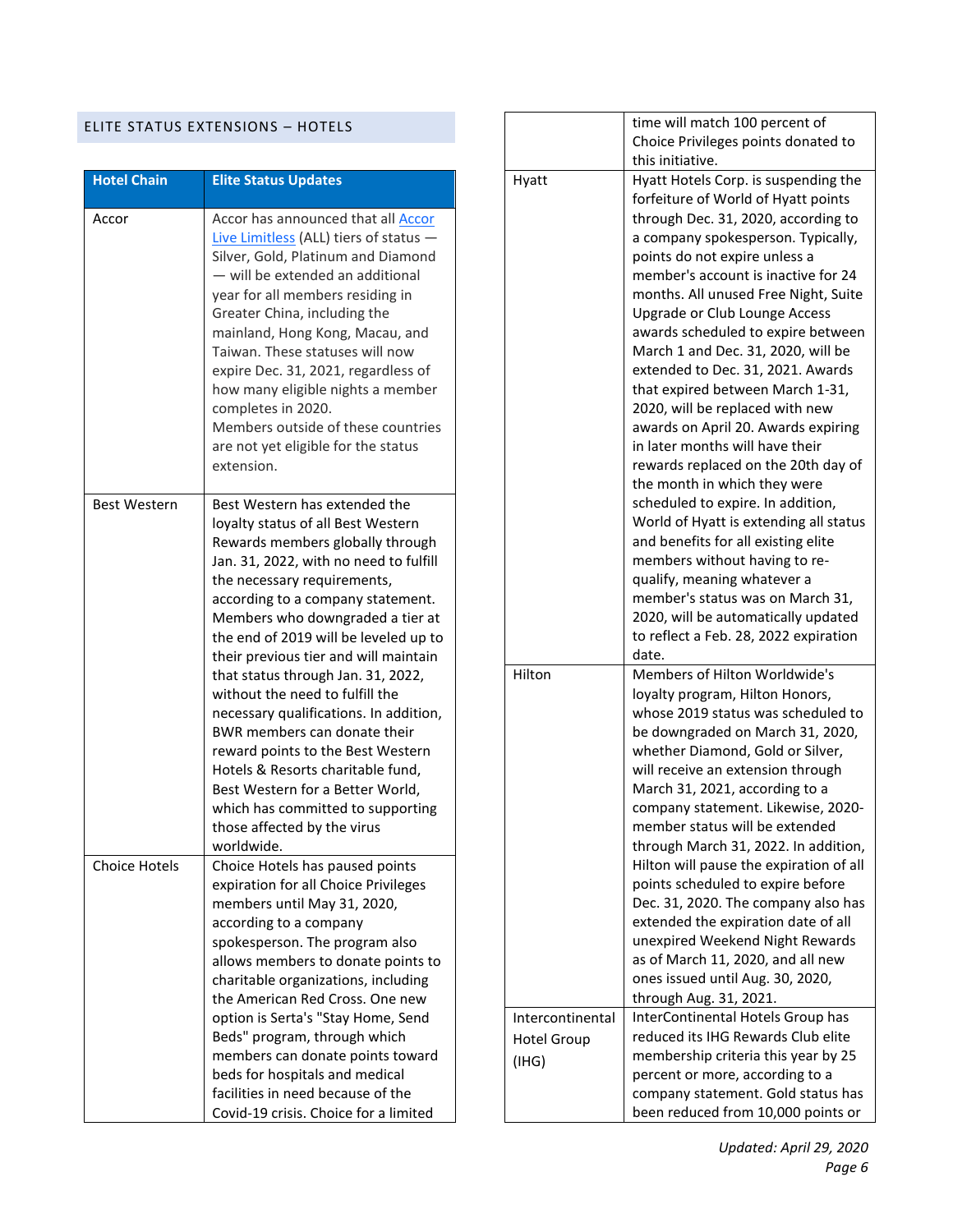## ELITE STATUS EXTENSIONS – HOTELS

| Hotel Chain | Elite Status Updates |
|---|---|
| Accor | Accor has announced that all [Accor Live Limitless](#) (ALL) tiers of status — Silver, Gold, Platinum and Diamond — will be extended an additional year for all members residing in Greater China, including the mainland, Hong Kong, Macau, and Taiwan. These statuses will now expire Dec. 31, 2021, regardless of how many eligible nights a member completes in 2020. Members outside of these countries are not yet eligible for the status extension. |
| Best Western | Best Western has extended the loyalty status of all Best Western Rewards members globally through Jan. 31, 2022, with no need to fulfill the necessary requirements, according to a company statement. Members who downgraded a tier at the end of 2019 will be leveled up to their previous tier and will maintain that status through Jan. 31, 2022, without the need to fulfill the necessary qualifications. In addition, BWR members can donate their reward points to the Best Western Hotels & Resorts charitable fund, Best Western for a Better World, which has committed to supporting those affected by the virus worldwide. |
| Choice Hotels | Choice Hotels has paused points expiration for all Choice Privileges members until May 31, 2020, according to a company spokesperson. The program also allows members to donate points to charitable organizations, including the American Red Cross. One new option is Serta's "Stay Home, Send Beds" program, through which members can donate points toward beds for hospitals and medical facilities in need because of the Covid-19 crisis. Choice for a limited time will match 100 percent of Choice Privileges points donated to this initiative. |
| Hyatt | Hyatt Hotels Corp. is suspending the forfeiture of World of Hyatt points through Dec. 31, 2020, according to a company spokesperson. Typically, points do not expire unless a member's account is inactive for 24 months. All unused Free Night, Suite Upgrade or Club Lounge Access awards scheduled to expire between March 1 and Dec. 31, 2020, will be extended to Dec. 31, 2021. Awards that expired between March 1-31, 2020, will be replaced with new awards on April 20. Awards expiring in later months will have their rewards replaced on the 20th day of the month in which they were scheduled to expire. In addition, World of Hyatt is extending all status and benefits for all existing elite members without having to re-qualify, meaning whatever a member's status was on March 31, 2020, will be automatically updated to reflect a Feb. 28, 2022 expiration date. |
| Hilton | Members of Hilton Worldwide's loyalty program, Hilton Honors, whose 2019 status was scheduled to be downgraded on March 31, 2020, whether Diamond, Gold or Silver, will receive an extension through March 31, 2021, according to a company statement. Likewise, 2020-member status will be extended through March 31, 2022. In addition, Hilton will pause the expiration of all points scheduled to expire before Dec. 31, 2020. The company also has extended the expiration date of all unexpired Weekend Night Rewards as of March 11, 2020, and all new ones issued until Aug. 30, 2020, through Aug. 31, 2021. |
| Intercontinental Hotel Group (IHG) | InterContinental Hotels Group has reduced its IHG Rewards Club elite membership criteria this year by 25 percent or more, according to a company statement. Gold status has been reduced from 10,000 points or |

*Updated: April 29, 2020*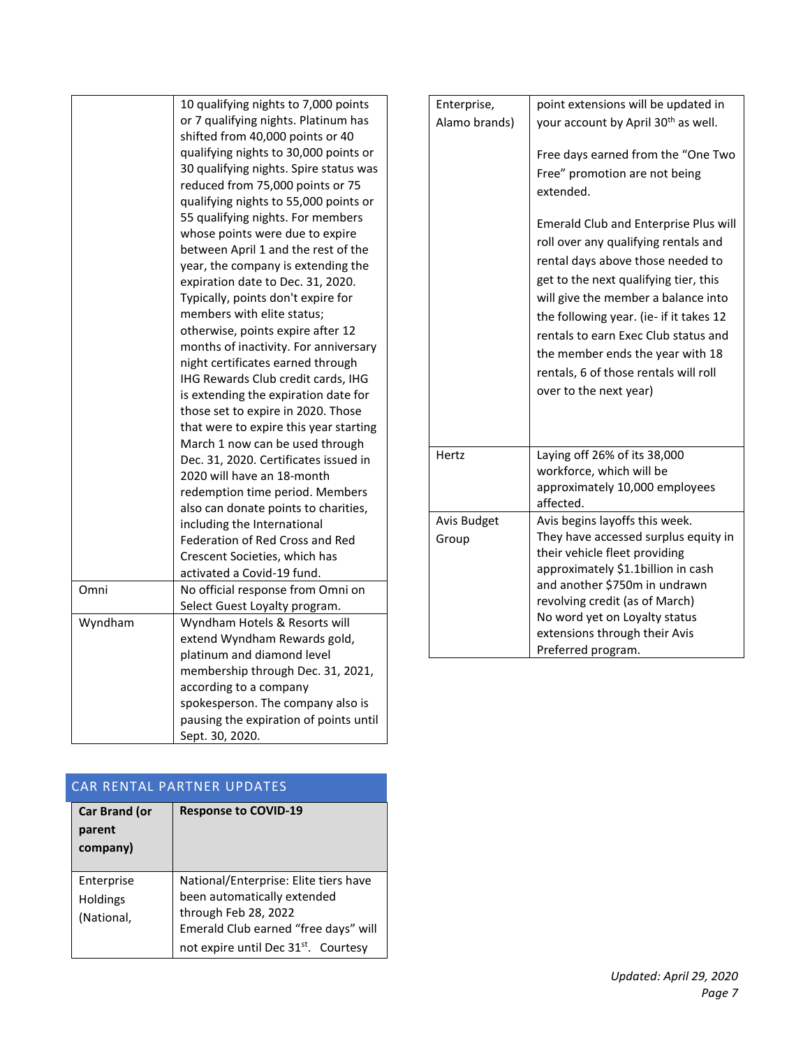| | |
|---|---|
| | 10 qualifying nights to 7,000 points or 7 qualifying nights. Platinum has shifted from 40,000 points or 40 qualifying nights to 30,000 points or 30 qualifying nights. Spire status was reduced from 75,000 points or 75 qualifying nights to 55,000 points or 55 qualifying nights. For members whose points were due to expire between April 1 and the rest of the year, the company is extending the expiration date to Dec. 31, 2020. Typically, points don't expire for members with elite status; otherwise, points expire after 12 months of inactivity. For anniversary night certificates earned through IHG Rewards Club credit cards, IHG is extending the expiration date for those set to expire in 2020. Those that were to expire this year starting March 1 now can be used through Dec. 31, 2020. Certificates issued in 2020 will have an 18-month redemption time period. Members also can donate points to charities, including the International Federation of Red Cross and Red Crescent Societies, which has activated a Covid-19 fund. |
| Omni | No official response from Omni on Select Guest Loyalty program. |
| Wyndham | Wyndham Hotels & Resorts will extend Wyndham Rewards gold, platinum and diamond level membership through Dec. 31, 2021, according to a company spokesperson. The company also is pausing the expiration of points until Sept. 30, 2020. |

## CAR RENTAL PARTNER UPDATES

| Car Brand (or parent company) | Response to COVID-19 |
|---|---|
| Enterprise Holdings (National, Enterprise, Alamo brands) | National/Enterprise: Elite tiers have been automatically extended through Feb 28, 2022<br>Emerald Club earned "free days" will not expire until Dec 31st. Courtesy point extensions will be updated in your account by April 30th as well.<br><br>Free days earned from the "One Two Free" promotion are not being extended.<br><br>Emerald Club and Enterprise Plus will roll over any qualifying rentals and rental days above those needed to get to the next qualifying tier, this will give the member a balance into the following year. (ie- if it takes 12 rentals to earn Exec Club status and the member ends the year with 18 rentals, 6 of those rentals will roll over to the next year) |
| Hertz | Laying off 26% of its 38,000 workforce, which will be approximately 10,000 employees affected. |
| Avis Budget Group | Avis begins layoffs this week. They have accessed surplus equity in their vehicle fleet providing approximately $1.1billion in cash and another $750m in undrawn revolving credit (as of March)<br>No word yet on Loyalty status extensions through their Avis Preferred program. |

*Updated: April 29, 2020*